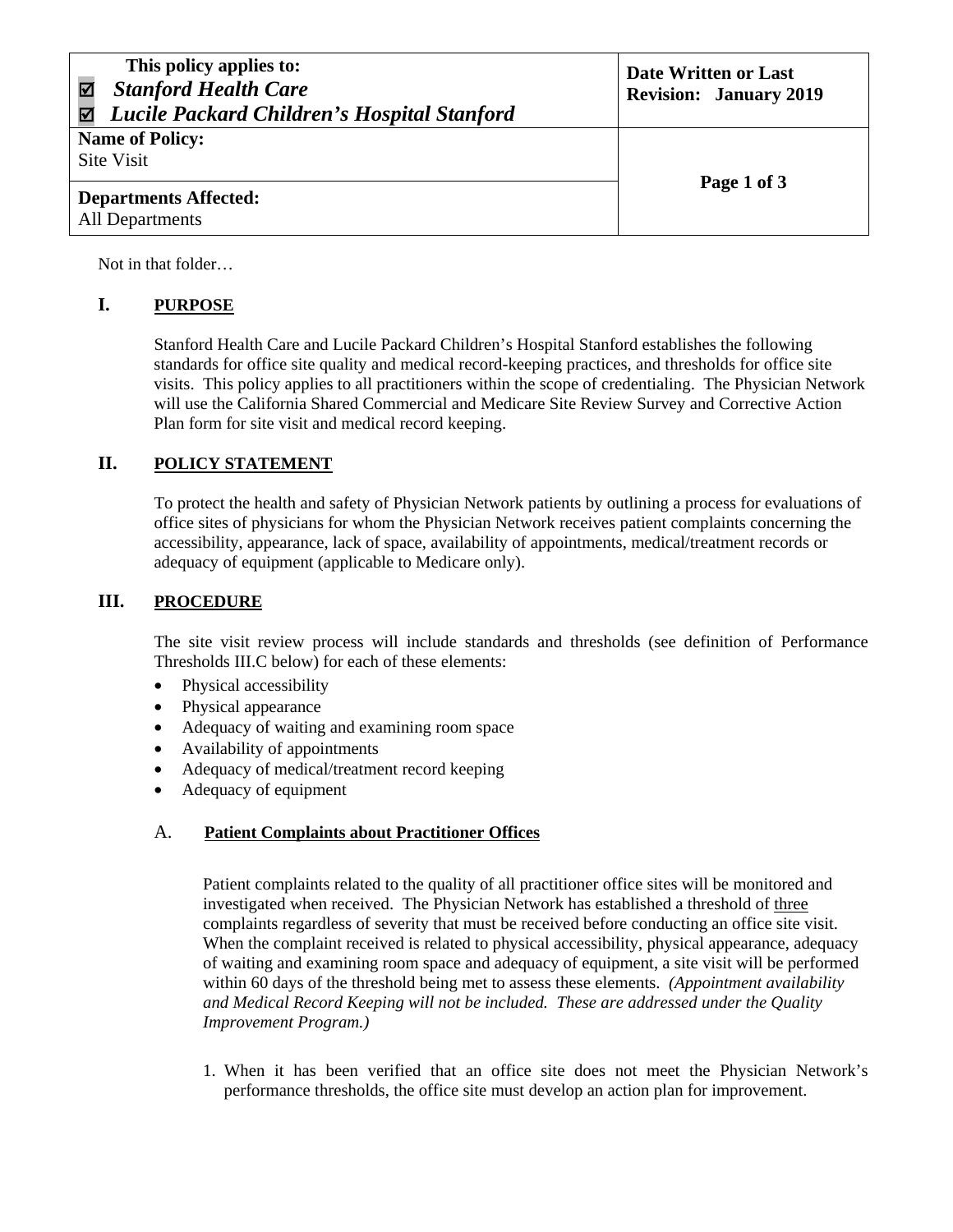| This policy applies to: ☑ *Stanford Health Care* ☑ *Lucile Packard Children's Hospital Stanford* | **Date Written or Last Revision: January 2019** |
|---|---|
| **Name of Policy:** Site Visit | |
| **Departments Affected:** All Departments | |

Not in that folder…

## I. PURPOSE

Stanford Health Care and Lucile Packard Children's Hospital Stanford establishes the following standards for office site quality and medical record-keeping practices, and thresholds for office site visits. This policy applies to all practitioners within the scope of credentialing. The Physician Network will use the California Shared Commercial and Medicare Site Review Survey and Corrective Action Plan form for site visit and medical record keeping.

## II. POLICY STATEMENT

To protect the health and safety of Physician Network patients by outlining a process for evaluations of office sites of physicians for whom the Physician Network receives patient complaints concerning the accessibility, appearance, lack of space, availability of appointments, medical/treatment records or adequacy of equipment (applicable to Medicare only).

## III. PROCEDURE

The site visit review process will include standards and thresholds (see definition of Performance Thresholds III.C below) for each of these elements:

- Physical accessibility
- Physical appearance
- Adequacy of waiting and examining room space
- Availability of appointments
- Adequacy of medical/treatment record keeping
- Adequacy of equipment

### A. Patient Complaints about Practitioner Offices

Patient complaints related to the quality of all practitioner office sites will be monitored and investigated when received. The Physician Network has established a threshold of three complaints regardless of severity that must be received before conducting an office site visit. When the complaint received is related to physical accessibility, physical appearance, adequacy of waiting and examining room space and adequacy of equipment, a site visit will be performed within 60 days of the threshold being met to assess these elements. *(Appointment availability and Medical Record Keeping will not be included. These are addressed under the Quality Improvement Program.)*

1. When it has been verified that an office site does not meet the Physician Network's performance thresholds, the office site must develop an action plan for improvement.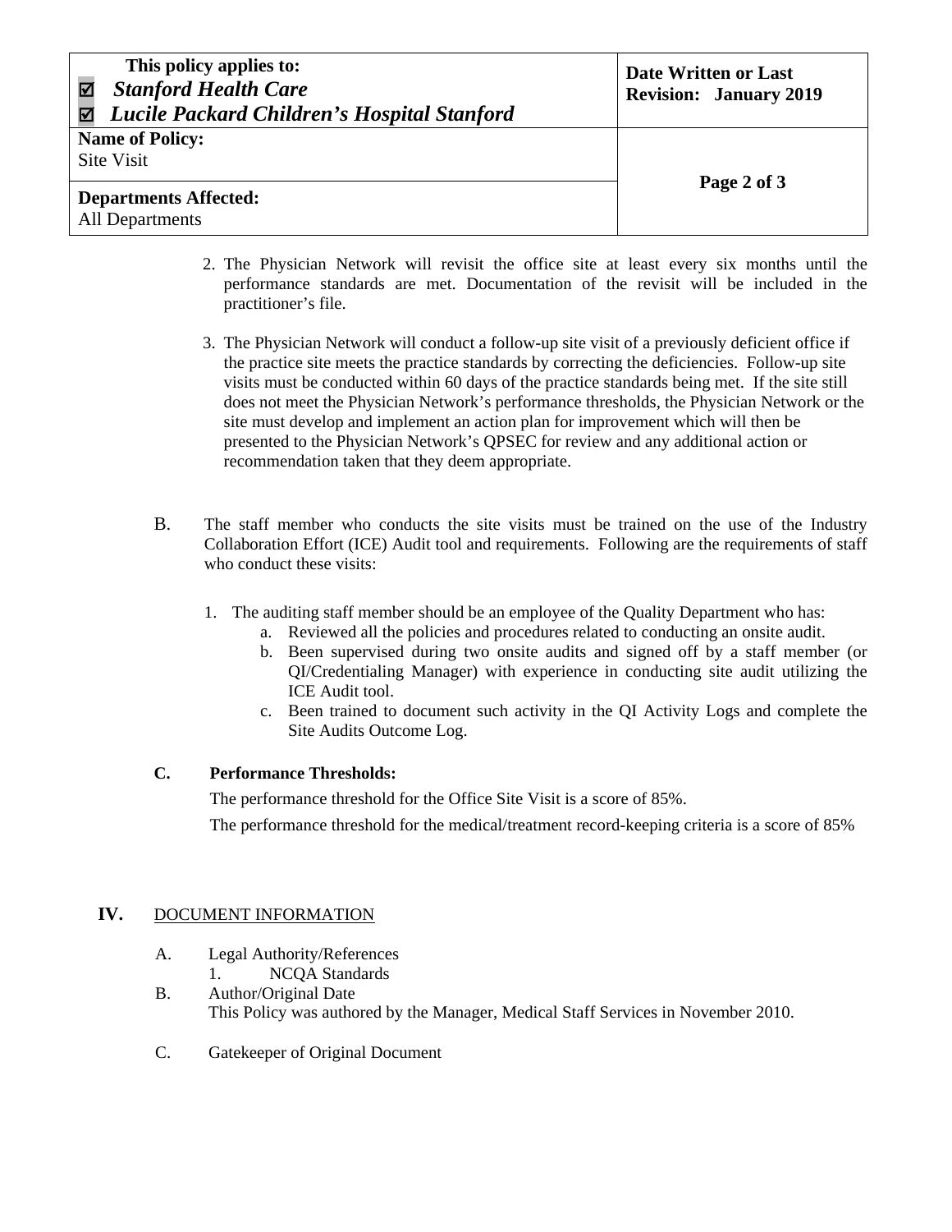2. The Physician Network will revisit the office site at least every six months until the performance standards are met. Documentation of the revisit will be included in the practitioner's file.

3. The Physician Network will conduct a follow-up site visit of a previously deficient office if the practice site meets the practice standards by correcting the deficiencies. Follow-up site visits must be conducted within 60 days of the practice standards being met. If the site still does not meet the Physician Network's performance thresholds, the Physician Network or the site must develop and implement an action plan for improvement which will then be presented to the Physician Network's QPSEC for review and any additional action or recommendation taken that they deem appropriate.

B. The staff member who conducts the site visits must be trained on the use of the Industry Collaboration Effort (ICE) Audit tool and requirements. Following are the requirements of staff who conduct these visits:

1. The auditing staff member should be an employee of the Quality Department who has:
   a. Reviewed all the policies and procedures related to conducting an onsite audit.
   b. Been supervised during two onsite audits and signed off by a staff member (or QI/Credentialing Manager) with experience in conducting site audit utilizing the ICE Audit tool.
   c. Been trained to document such activity in the QI Activity Logs and complete the Site Audits Outcome Log.

**C. Performance Thresholds:**

The performance threshold for the Office Site Visit is a score of 85%.

The performance threshold for the medical/treatment record-keeping criteria is a score of 85%

## IV. DOCUMENT INFORMATION

A. Legal Authority/References
   1. NCQA Standards

B. Author/Original Date
   This Policy was authored by the Manager, Medical Staff Services in November 2010.

C. Gatekeeper of Original Document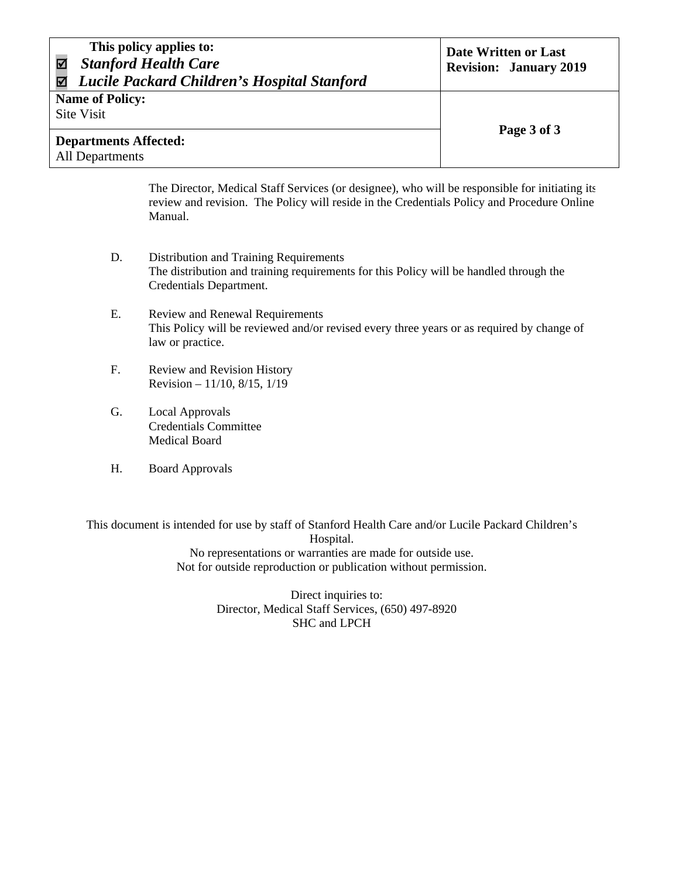The Director, Medical Staff Services (or designee), who will be responsible for initiating its review and revision. The Policy will reside in the Credentials Policy and Procedure Online Manual.

D. Distribution and Training Requirements
The distribution and training requirements for this Policy will be handled through the Credentials Department.

E. Review and Renewal Requirements
This Policy will be reviewed and/or revised every three years or as required by change of law or practice.

F. Review and Revision History
Revision – 11/10, 8/15, 1/19

G. Local Approvals
Credentials Committee
Medical Board

H. Board Approvals

This document is intended for use by staff of Stanford Health Care and/or Lucile Packard Children's Hospital.
No representations or warranties are made for outside use.
Not for outside reproduction or publication without permission.

Direct inquiries to:
Director, Medical Staff Services, (650) 497-8920
SHC and LPCH